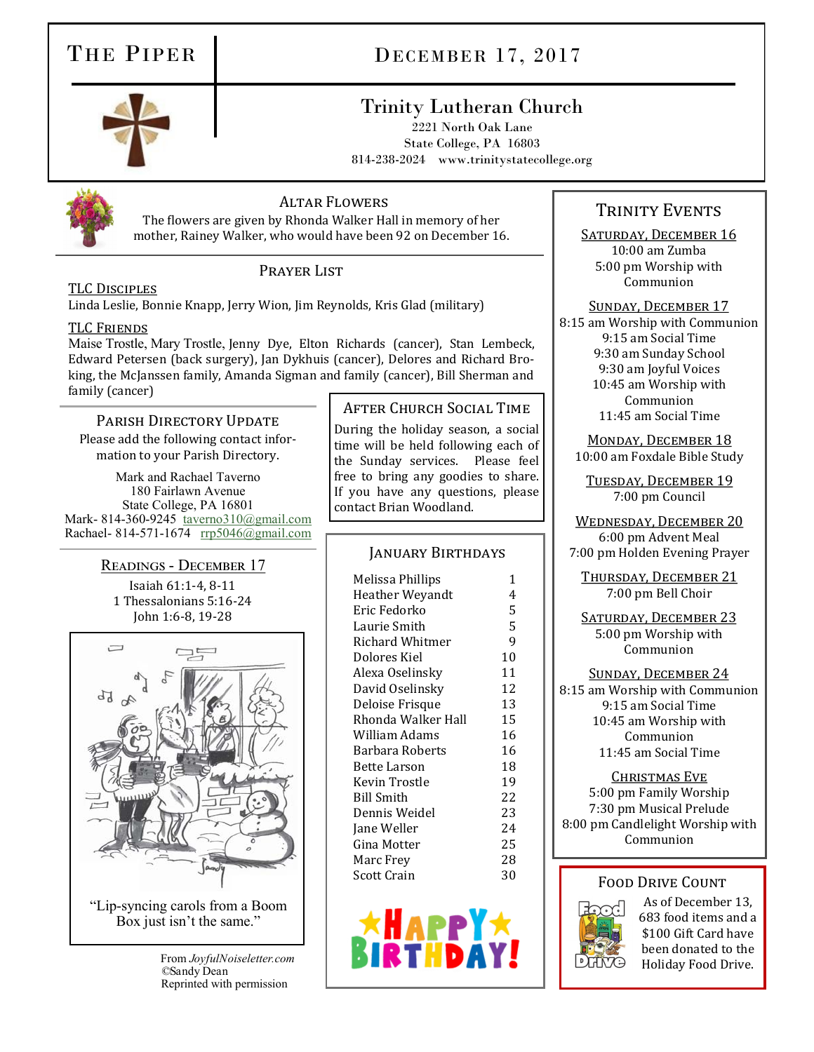# The Piper

## December 17, 2017

### Trinity Lutheran Church

2221 North Oak Lane
State College, PA 16803
814-238-2024 www.trinitystatecollege.org

## Altar Flowers

The flowers are given by Rhonda Walker Hall in memory of her mother, Rainey Walker, who would have been 92 on December 16.

## Prayer List

**TLC Disciples**

Linda Leslie, Bonnie Knapp, Jerry Wion, Jim Reynolds, Kris Glad (military)

**TLC Friends**

Maise Trostle, Mary Trostle, Jenny Dye, Elton Richards (cancer), Stan Lembeck, Edward Petersen (back surgery), Jan Dykhuis (cancer), Delores and Richard Broking, the McJanssen family, Amanda Sigman and family (cancer), Bill Sherman and family (cancer)

## Parish Directory Update

Please add the following contact information to your Parish Directory.

Mark and Rachael Taverno
180 Fairlawn Avenue
State College, PA 16801
Mark- 814-360-9245 taverno310@gmail.com
Rachael- 814-571-1674 rrp5046@gmail.com

## After Church Social Time

During the holiday season, a social time will be held following each of the Sunday services. Please feel free to bring any goodies to share. If you have any questions, please contact Brian Woodland.

## Readings - December 17

Isaiah 61:1-4, 8-11
1 Thessalonians 5:16-24
John 1:6-8, 19-28

"Lip-syncing carols from a Boom Box just isn't the same."

From *JoyfulNoiseletter.com*
©Sandy Dean
Reprinted with permission

## January Birthdays

| Name | Date |
|---|---|
| Melissa Phillips | 1 |
| Heather Weyandt | 4 |
| Eric Fedorko | 5 |
| Laurie Smith | 5 |
| Richard Whitmer | 9 |
| Dolores Kiel | 10 |
| Alexa Oselinsky | 11 |
| David Oselinsky | 12 |
| Deloise Frisque | 13 |
| Rhonda Walker Hall | 15 |
| William Adams | 16 |
| Barbara Roberts | 16 |
| Bette Larson | 18 |
| Kevin Trostle | 19 |
| Bill Smith | 22 |
| Dennis Weidel | 23 |
| Jane Weller | 24 |
| Gina Motter | 25 |
| Marc Frey | 28 |
| Scott Crain | 30 |

HAPPY BIRTHDAY!

## Trinity Events

**Saturday, December 16**
10:00 am Zumba
5:00 pm Worship with Communion

**Sunday, December 17**
8:15 am Worship with Communion
9:15 am Social Time
9:30 am Sunday School
9:30 am Joyful Voices
10:45 am Worship with Communion
11:45 am Social Time

**Monday, December 18**
10:00 am Foxdale Bible Study

**Tuesday, December 19**
7:00 pm Council

**Wednesday, December 20**
6:00 pm Advent Meal
7:00 pm Holden Evening Prayer

**Thursday, December 21**
7:00 pm Bell Choir

**Saturday, December 23**
5:00 pm Worship with Communion

**Sunday, December 24**
8:15 am Worship with Communion
9:15 am Social Time
10:45 am Worship with Communion
11:45 am Social Time

**Christmas Eve**
5:00 pm Family Worship
7:30 pm Musical Prelude
8:00 pm Candlelight Worship with Communion

## Food Drive Count

As of December 13, 683 food items and a $100 Gift Card have been donated to the Holiday Food Drive.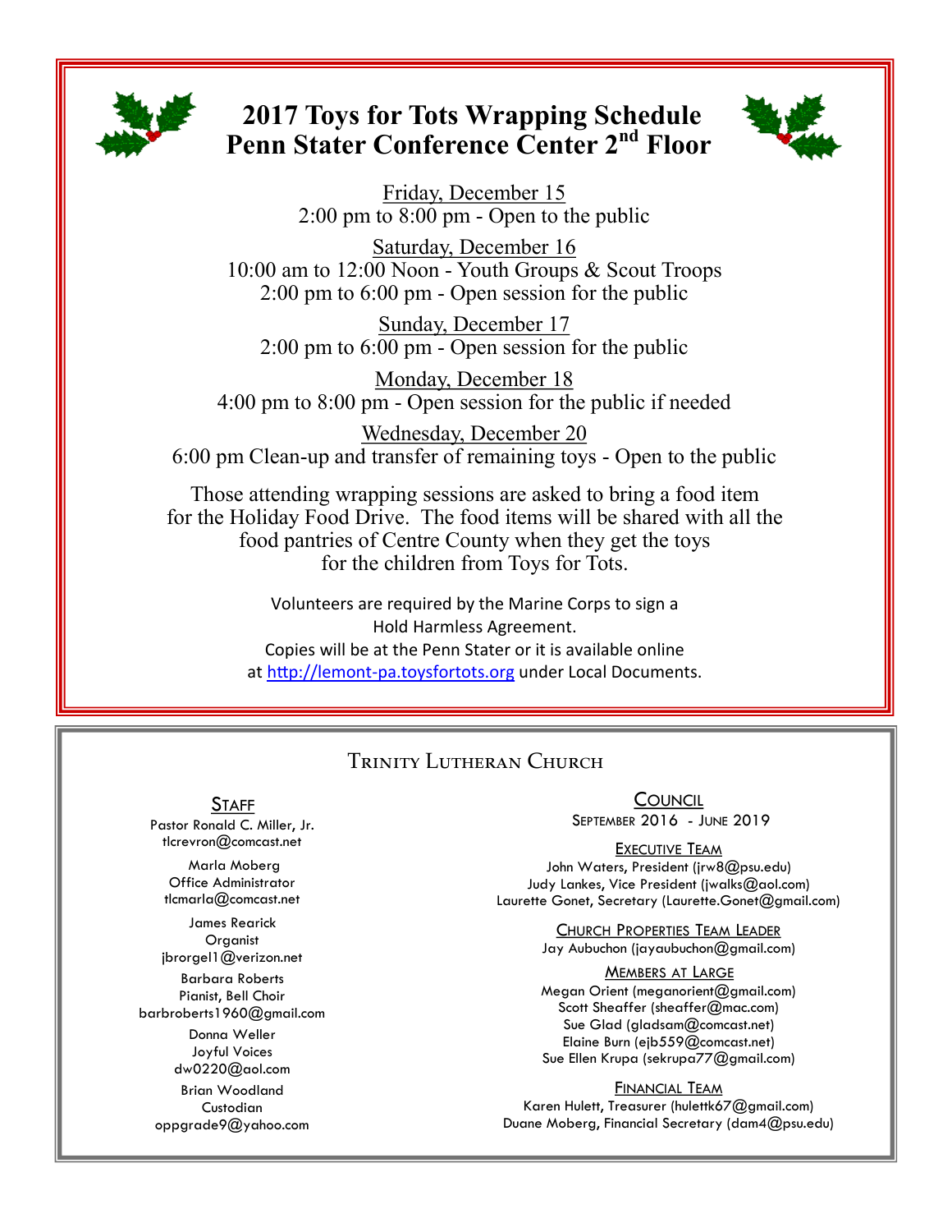# 2017 Toys for Tots Wrapping Schedule
# Penn Stater Conference Center 2nd Floor

Friday, December 15
2:00 pm to 8:00 pm - Open to the public

Saturday, December 16
10:00 am to 12:00 Noon - Youth Groups & Scout Troops
2:00 pm to 6:00 pm - Open session for the public

Sunday, December 17
2:00 pm to 6:00 pm - Open session for the public

Monday, December 18
4:00 pm to 8:00 pm - Open session for the public if needed

Wednesday, December 20
6:00 pm Clean-up and transfer of remaining toys - Open to the public

Those attending wrapping sessions are asked to bring a food item for the Holiday Food Drive. The food items will be shared with all the food pantries of Centre County when they get the toys for the children from Toys for Tots.

Volunteers are required by the Marine Corps to sign a Hold Harmless Agreement.
Copies will be at the Penn Stater or it is available online at http://lemont-pa.toysfortots.org under Local Documents.

## Trinity Lutheran Church

### Staff

Pastor Ronald C. Miller, Jr.
tlcrevron@comcast.net

Marla Moberg
Office Administrator
tlcmarla@comcast.net

James Rearick
Organist
jbrorgel1@verizon.net

Barbara Roberts
Pianist, Bell Choir
barbroberts1960@gmail.com

Donna Weller
Joyful Voices
dw0220@aol.com

Brian Woodland
Custodian
oppgrade9@yahoo.com

### Council

September 2016 - June 2019

**Executive Team**

John Waters, President (jrw8@psu.edu)
Judy Lankes, Vice President (jwalks@aol.com)
Laurette Gonet, Secretary (Laurette.Gonet@gmail.com)

**Church Properties Team Leader**

Jay Aubuchon (jayaubuchon@gmail.com)

**Members at Large**

Megan Orient (meganorient@gmail.com)
Scott Sheaffer (sheaffer@mac.com)
Sue Glad (gladsam@comcast.net)
Elaine Burn (ejb559@comcast.net)
Sue Ellen Krupa (sekrupa77@gmail.com)

**Financial Team**

Karen Hulett, Treasurer (hulettk67@gmail.com)
Duane Moberg, Financial Secretary (dam4@psu.edu)